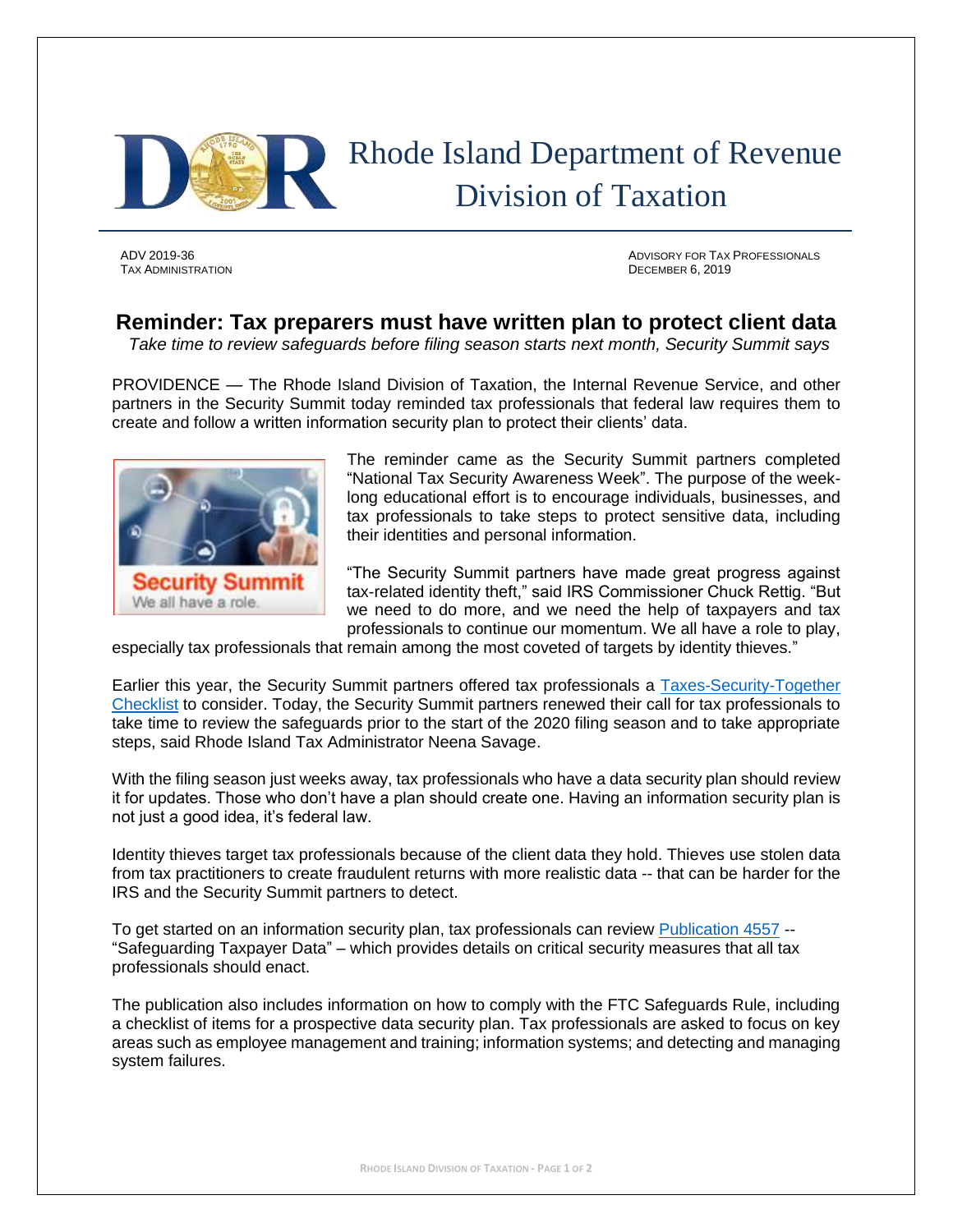# Rhode Island Department of Revenue Division of Taxation

ADV 2019-36
TAX ADMINISTRATION

ADVISORY FOR TAX PROFESSIONALS
DECEMBER 6, 2019

## Reminder: Tax preparers must have written plan to protect client data

*Take time to review safeguards before filing season starts next month, Security Summit says*

PROVIDENCE — The Rhode Island Division of Taxation, the Internal Revenue Service, and other partners in the Security Summit today reminded tax professionals that federal law requires them to create and follow a written information security plan to protect their clients' data.

The reminder came as the Security Summit partners completed "National Tax Security Awareness Week". The purpose of the week-long educational effort is to encourage individuals, businesses, and tax professionals to take steps to protect sensitive data, including their identities and personal information.

"The Security Summit partners have made great progress against tax-related identity theft," said IRS Commissioner Chuck Rettig. "But we need to do more, and we need the help of taxpayers and tax professionals to continue our momentum. We all have a role to play, especially tax professionals that remain among the most coveted of targets by identity thieves."

Earlier this year, the Security Summit partners offered tax professionals a Taxes-Security-Together Checklist to consider. Today, the Security Summit partners renewed their call for tax professionals to take time to review the safeguards prior to the start of the 2020 filing season and to take appropriate steps, said Rhode Island Tax Administrator Neena Savage.

With the filing season just weeks away, tax professionals who have a data security plan should review it for updates. Those who don't have a plan should create one. Having an information security plan is not just a good idea, it's federal law.

Identity thieves target tax professionals because of the client data they hold. Thieves use stolen data from tax practitioners to create fraudulent returns with more realistic data -- that can be harder for the IRS and the Security Summit partners to detect.

To get started on an information security plan, tax professionals can review Publication 4557 -- "Safeguarding Taxpayer Data" – which provides details on critical security measures that all tax professionals should enact.

The publication also includes information on how to comply with the FTC Safeguards Rule, including a checklist of items for a prospective data security plan. Tax professionals are asked to focus on key areas such as employee management and training; information systems; and detecting and managing system failures.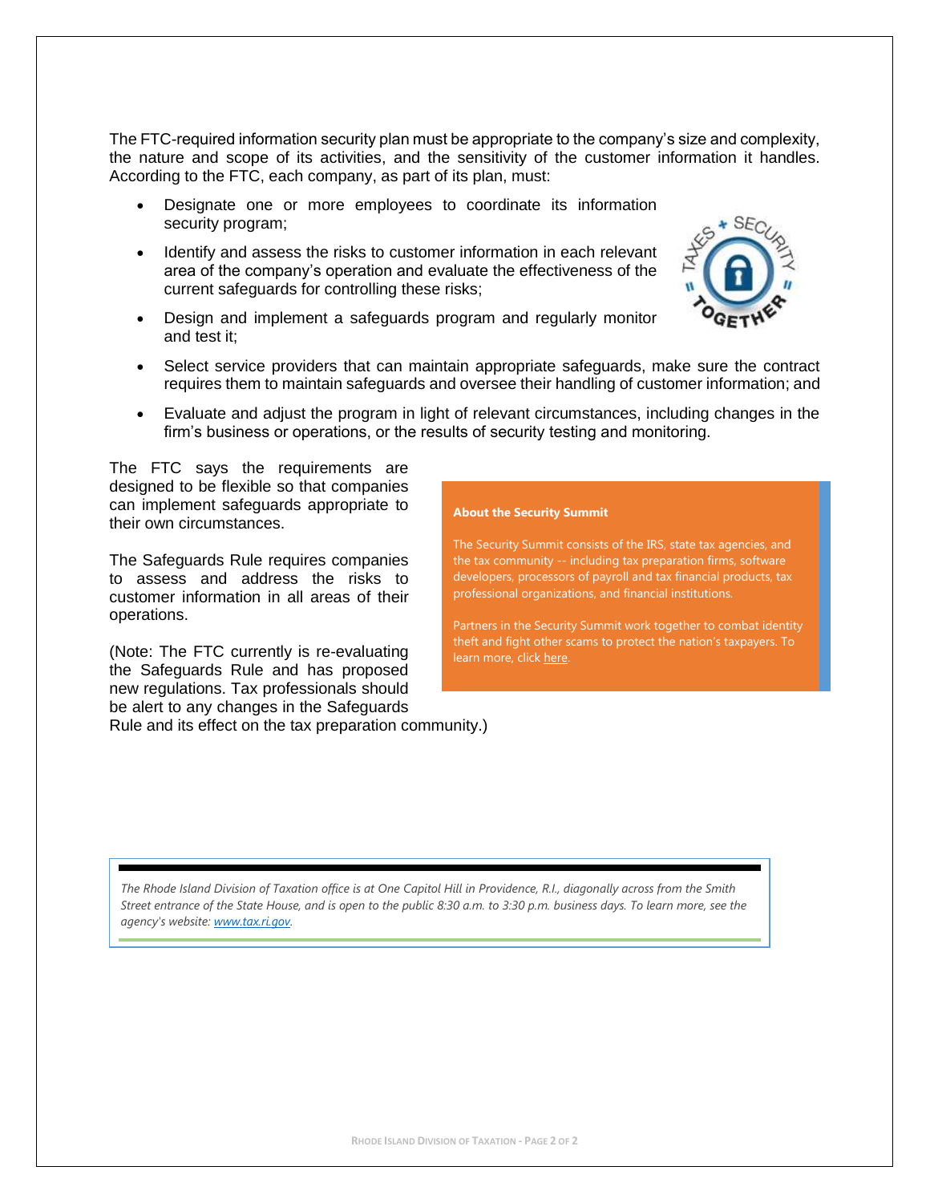The FTC-required information security plan must be appropriate to the company's size and complexity, the nature and scope of its activities, and the sensitivity of the customer information it handles. According to the FTC, each company, as part of its plan, must:

- Designate one or more employees to coordinate its information security program;
- Identify and assess the risks to customer information in each relevant area of the company's operation and evaluate the effectiveness of the current safeguards for controlling these risks;
- Design and implement a safeguards program and regularly monitor and test it;
- Select service providers that can maintain appropriate safeguards, make sure the contract requires them to maintain safeguards and oversee their handling of customer information; and
- Evaluate and adjust the program in light of relevant circumstances, including changes in the firm's business or operations, or the results of security testing and monitoring.

The FTC says the requirements are designed to be flexible so that companies can implement safeguards appropriate to their own circumstances.

The Safeguards Rule requires companies to assess and address the risks to customer information in all areas of their operations.

(Note: The FTC currently is re-evaluating the Safeguards Rule and has proposed new regulations. Tax professionals should be alert to any changes in the Safeguards Rule and its effect on the tax preparation community.)

**About the Security Summit**

The Security Summit consists of the IRS, state tax agencies, and the tax community -- including tax preparation firms, software developers, processors of payroll and tax financial products, tax professional organizations, and financial institutions.

Partners in the Security Summit work together to combat identity theft and fight other scams to protect the nation's taxpayers. To learn more, click here.

*The Rhode Island Division of Taxation office is at One Capitol Hill in Providence, R.I., diagonally across from the Smith Street entrance of the State House, and is open to the public 8:30 a.m. to 3:30 p.m. business days. To learn more, see the agency's website: www.tax.ri.gov.*